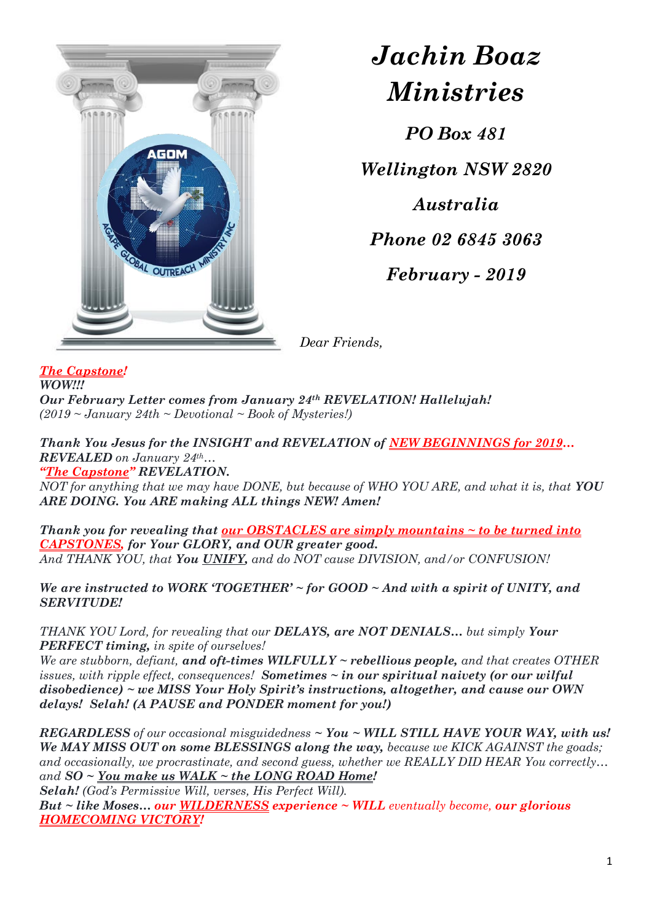# *Jachin Boaz Ministries*

***PO Box 481***

***Wellington NSW 2820***

***Australia***

***Phone 02 6845 3063***

***February - 2019***

*Dear Friends,*

***The Capstone!***
***WOW!!!***
***Our February Letter comes from January 24th REVELATION! Hallelujah!***
*(2019 ~ January 24th ~ Devotional ~ Book of Mysteries!)*

***Thank You Jesus for the INSIGHT and REVELATION of NEW BEGINNINGS for 2019… REVEALED** on January 24th…*
***"The Capstone" REVELATION.***
*NOT for anything that we may have DONE, but because of WHO YOU ARE, and what it is, that **YOU ARE DOING. You ARE making ALL things NEW! Amen!***

***Thank you for revealing that our OBSTACLES are simply mountains ~ to be turned into CAPSTONES, for Your GLORY, and OUR greater good.***
*And THANK YOU, that **You UNIFY,** and do NOT cause DIVISION, and/or CONFUSION!*

***We are instructed to WORK 'TOGETHER' ~ for GOOD ~ And with a spirit of UNITY, and SERVITUDE!***

*THANK YOU Lord, for revealing that our **DELAYS, are NOT DENIALS…** but simply **Your PERFECT timing,** in spite of ourselves!*
*We are stubborn, defiant, **and oft-times WILFULLY ~ rebellious people,** and that creates OTHER issues, with ripple effect, consequences! **Sometimes ~ in our spiritual naivety (or our wilful disobedience) ~ we MISS Your Holy Spirit's instructions, altogether, and cause our OWN delays! Selah! (A PAUSE and PONDER moment for you!)***

***REGARDLESS** of our occasional misguidedness ~ **You ~ WILL STILL HAVE YOUR WAY, with us! We MAY MISS OUT on some BLESSINGS along the way,** because we KICK AGAINST the goads; and occasionally, we procrastinate, and second guess, whether we REALLY DID HEAR You correctly… and **SO ~ You make us WALK ~ the LONG ROAD Home!***
***Selah!** (God's Permissive Will, verses, His Perfect Will).*
***But ~ like Moses… our WILDERNESS experience ~ WILL** eventually become, **our glorious HOMECOMING VICTORY!***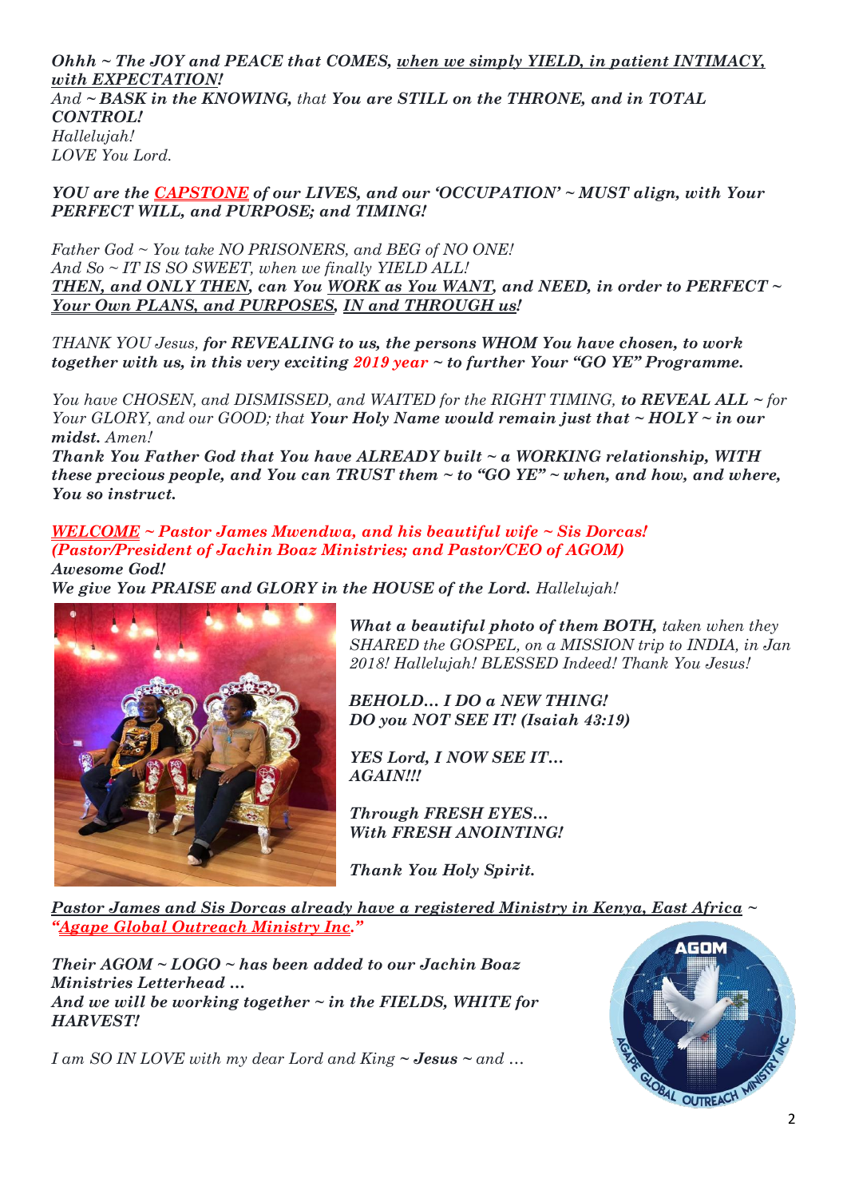***Ohhh ~ The JOY and PEACE that COMES, when we simply YIELD, in patient INTIMACY, with EXPECTATION!***
*And ~* ***BASK in the KNOWING,*** *that* ***You are STILL on the THRONE, and in TOTAL CONTROL!***
*Hallelujah!*
*LOVE You Lord.*

***YOU are the CAPSTONE of our LIVES, and our 'OCCUPATION' ~ MUST align, with Your PERFECT WILL, and PURPOSE; and TIMING!***

*Father God ~ You take NO PRISONERS, and BEG of NO ONE!*
*And So ~ IT IS SO SWEET, when we finally YIELD ALL!*
***THEN, and ONLY THEN, can You WORK as You WANT, and NEED, in order to PERFECT ~ Your Own PLANS, and PURPOSES, IN and THROUGH us!***

*THANK YOU Jesus,* ***for REVEALING to us, the persons WHOM You have chosen, to work together with us, in this very exciting 2019 year ~ to further Your "GO YE" Programme.***

*You have CHOSEN, and DISMISSED, and WAITED for the RIGHT TIMING,* ***to REVEAL ALL ~*** *for Your GLORY, and our GOOD; that* ***Your Holy Name would remain just that ~ HOLY ~ in our midst.*** *Amen!*
***Thank You Father God that You have ALREADY built ~ a WORKING relationship, WITH these precious people, and You can TRUST them ~ to "GO YE" ~ when, and how, and where, You so instruct.***

***WELCOME ~ Pastor James Mwendwa, and his beautiful wife ~ Sis Dorcas!***
***(Pastor/President of Jachin Boaz Ministries; and Pastor/CEO of AGOM)***
***Awesome God!***
***We give You PRAISE and GLORY in the HOUSE of the Lord.*** *Hallelujah!*

***What a beautiful photo of them BOTH,*** *taken when they SHARED the GOSPEL, on a MISSION trip to INDIA, in Jan 2018! Hallelujah! BLESSED Indeed! Thank You Jesus!*

***BEHOLD… I DO a NEW THING!***
***DO you NOT SEE IT! (Isaiah 43:19)***

***YES Lord, I NOW SEE IT… AGAIN!!!***

***Through FRESH EYES…***
***With FRESH ANOINTING!***

***Thank You Holy Spirit.***

***Pastor James and Sis Dorcas already have a registered Ministry in Kenya, East Africa ~ "Agape Global Outreach Ministry Inc."***

***Their AGOM ~ LOGO ~ has been added to our Jachin Boaz Ministries Letterhead …***
***And we will be working together ~ in the FIELDS, WHITE for HARVEST!***

*I am SO IN LOVE with my dear Lord and King ~* ***Jesus*** *~ and …*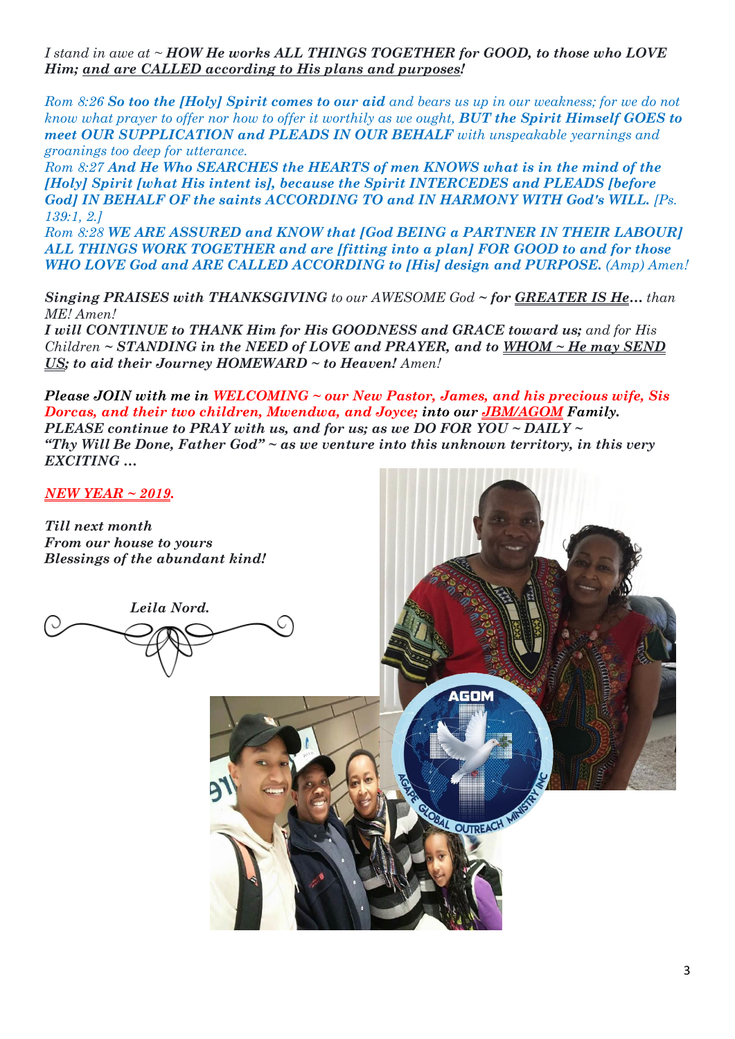*I stand in awe at ~* ***HOW He works ALL THINGS TOGETHER for GOOD, to those who LOVE Him;*** ***and are CALLED according to His plans and purposes!***

*Rom 8:26* ***So too the [Holy] Spirit comes to our aid*** *and bears us up in our weakness; for we do not know what prayer to offer nor how to offer it worthily as we ought,* ***BUT the Spirit Himself GOES to meet OUR SUPPLICATION and PLEADS IN OUR BEHALF*** *with unspeakable yearnings and groanings too deep for utterance.*
*Rom 8:27* ***And He Who SEARCHES the HEARTS of men KNOWS what is in the mind of the [Holy] Spirit [what His intent is], because the Spirit INTERCEDES and PLEADS [before God] IN BEHALF OF the saints ACCORDING TO and IN HARMONY WITH God's WILL.*** *[Ps. 139:1, 2.]*
*Rom 8:28* ***WE ARE ASSURED and KNOW that [God BEING a PARTNER IN THEIR LABOUR] ALL THINGS WORK TOGETHER and are [fitting into a plan] FOR GOOD to and for those WHO LOVE God and ARE CALLED ACCORDING to [His] design and PURPOSE.*** *(Amp) Amen!*

***Singing PRAISES with THANKSGIVING*** *to our AWESOME God ~* ***for GREATER IS He…*** *than ME! Amen!*
***I will CONTINUE to THANK Him for His GOODNESS and GRACE toward us;*** *and for His Children ~* ***STANDING in the NEED of LOVE and PRAYER, and to WHOM ~ He may SEND US; to aid their Journey HOMEWARD ~ to Heaven!*** *Amen!*

***Please JOIN with me in WELCOMING ~ our New Pastor, James, and his precious wife, Sis Dorcas, and their two children, Mwendwa, and Joyce; into our JBM/AGOM Family.***
***PLEASE continue to PRAY with us, and for us; as we DO FOR YOU ~ DAILY ~***
***"Thy Will Be Done, Father God" ~ as we venture into this unknown territory, in this very EXCITING …***

***NEW YEAR ~ 2019.***

***Till next month***
***From our house to yours***
***Blessings of the abundant kind!***

***Leila Nord.***